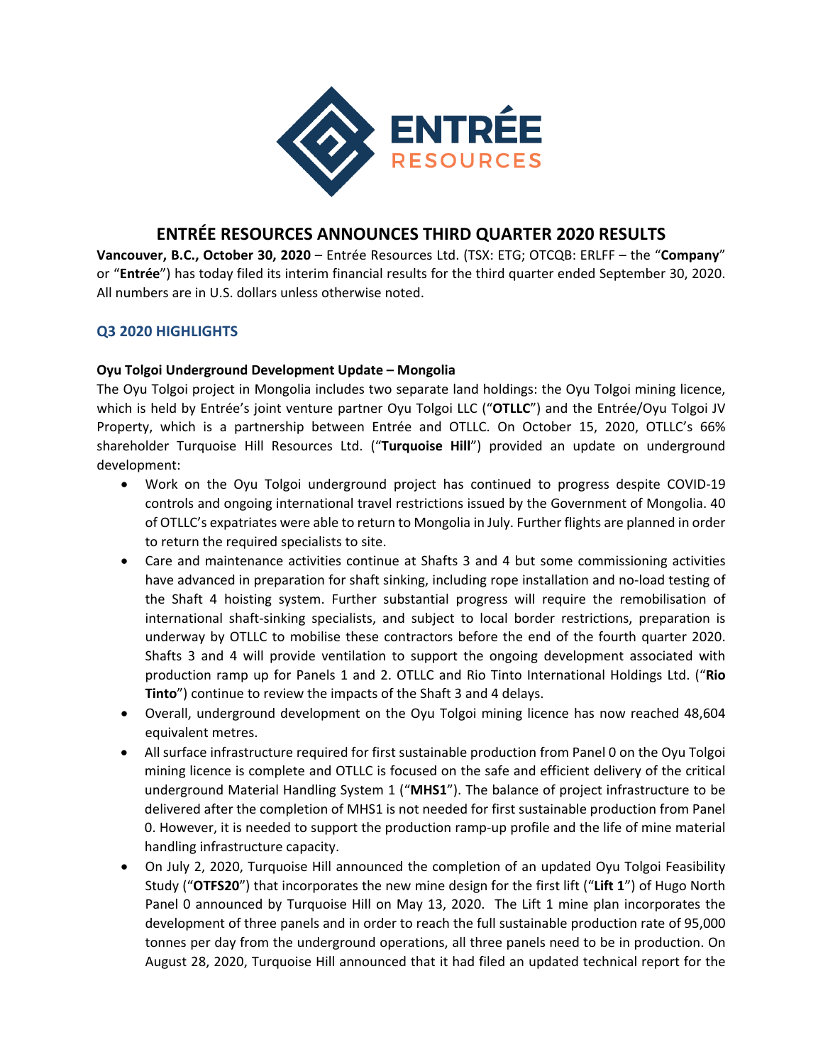# ENTRÉE RESOURCES ANNOUNCES THIRD QUARTER 2020 RESULTS

**Vancouver, B.C., October 30, 2020** – Entrée Resources Ltd. (TSX: ETG; OTCQB: ERLFF – the "**Company**" or "**Entrée**") has today filed its interim financial results for the third quarter ended September 30, 2020. All numbers are in U.S. dollars unless otherwise noted.

## Q3 2020 HIGHLIGHTS

### Oyu Tolgoi Underground Development Update – Mongolia

The Oyu Tolgoi project in Mongolia includes two separate land holdings: the Oyu Tolgoi mining licence, which is held by Entrée's joint venture partner Oyu Tolgoi LLC ("**OTLLC**") and the Entrée/Oyu Tolgoi JV Property, which is a partnership between Entrée and OTLLC. On October 15, 2020, OTLLC's 66% shareholder Turquoise Hill Resources Ltd. ("**Turquoise Hill**") provided an update on underground development:

- Work on the Oyu Tolgoi underground project has continued to progress despite COVID-19 controls and ongoing international travel restrictions issued by the Government of Mongolia. 40 of OTLLC's expatriates were able to return to Mongolia in July. Further flights are planned in order to return the required specialists to site.
- Care and maintenance activities continue at Shafts 3 and 4 but some commissioning activities have advanced in preparation for shaft sinking, including rope installation and no-load testing of the Shaft 4 hoisting system. Further substantial progress will require the remobilisation of international shaft-sinking specialists, and subject to local border restrictions, preparation is underway by OTLLC to mobilise these contractors before the end of the fourth quarter 2020. Shafts 3 and 4 will provide ventilation to support the ongoing development associated with production ramp up for Panels 1 and 2. OTLLC and Rio Tinto International Holdings Ltd. ("**Rio Tinto**") continue to review the impacts of the Shaft 3 and 4 delays.
- Overall, underground development on the Oyu Tolgoi mining licence has now reached 48,604 equivalent metres.
- All surface infrastructure required for first sustainable production from Panel 0 on the Oyu Tolgoi mining licence is complete and OTLLC is focused on the safe and efficient delivery of the critical underground Material Handling System 1 ("**MHS1**"). The balance of project infrastructure to be delivered after the completion of MHS1 is not needed for first sustainable production from Panel 0. However, it is needed to support the production ramp-up profile and the life of mine material handling infrastructure capacity.
- On July 2, 2020, Turquoise Hill announced the completion of an updated Oyu Tolgoi Feasibility Study ("**OTFS20**") that incorporates the new mine design for the first lift ("**Lift 1**") of Hugo North Panel 0 announced by Turquoise Hill on May 13, 2020. The Lift 1 mine plan incorporates the development of three panels and in order to reach the full sustainable production rate of 95,000 tonnes per day from the underground operations, all three panels need to be in production. On August 28, 2020, Turquoise Hill announced that it had filed an updated technical report for the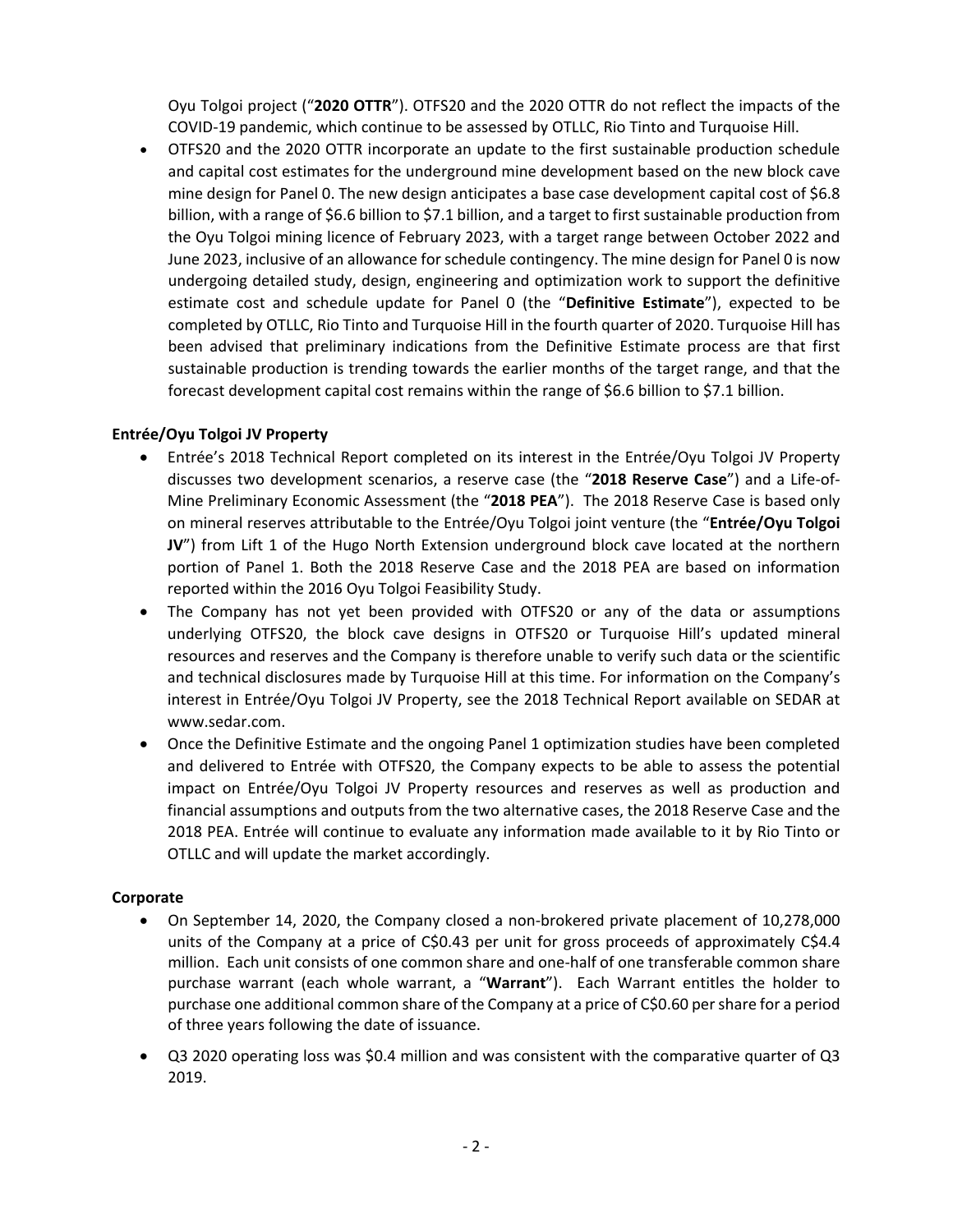Oyu Tolgoi project ("**2020 OTTR**"). OTFS20 and the 2020 OTTR do not reflect the impacts of the COVID-19 pandemic, which continue to be assessed by OTLLC, Rio Tinto and Turquoise Hill.

- OTFS20 and the 2020 OTTR incorporate an update to the first sustainable production schedule and capital cost estimates for the underground mine development based on the new block cave mine design for Panel 0. The new design anticipates a base case development capital cost of $6.8 billion, with a range of $6.6 billion to $7.1 billion, and a target to first sustainable production from the Oyu Tolgoi mining licence of February 2023, with a target range between October 2022 and June 2023, inclusive of an allowance for schedule contingency. The mine design for Panel 0 is now undergoing detailed study, design, engineering and optimization work to support the definitive estimate cost and schedule update for Panel 0 (the "**Definitive Estimate**"), expected to be completed by OTLLC, Rio Tinto and Turquoise Hill in the fourth quarter of 2020. Turquoise Hill has been advised that preliminary indications from the Definitive Estimate process are that first sustainable production is trending towards the earlier months of the target range, and that the forecast development capital cost remains within the range of $6.6 billion to $7.1 billion.

**Entrée/Oyu Tolgoi JV Property**

- Entrée's 2018 Technical Report completed on its interest in the Entrée/Oyu Tolgoi JV Property discusses two development scenarios, a reserve case (the "**2018 Reserve Case**") and a Life-of-Mine Preliminary Economic Assessment (the "**2018 PEA**"). The 2018 Reserve Case is based only on mineral reserves attributable to the Entrée/Oyu Tolgoi joint venture (the "**Entrée/Oyu Tolgoi JV**") from Lift 1 of the Hugo North Extension underground block cave located at the northern portion of Panel 1. Both the 2018 Reserve Case and the 2018 PEA are based on information reported within the 2016 Oyu Tolgoi Feasibility Study.
- The Company has not yet been provided with OTFS20 or any of the data or assumptions underlying OTFS20, the block cave designs in OTFS20 or Turquoise Hill's updated mineral resources and reserves and the Company is therefore unable to verify such data or the scientific and technical disclosures made by Turquoise Hill at this time. For information on the Company's interest in Entrée/Oyu Tolgoi JV Property, see the 2018 Technical Report available on SEDAR at www.sedar.com.
- Once the Definitive Estimate and the ongoing Panel 1 optimization studies have been completed and delivered to Entrée with OTFS20, the Company expects to be able to assess the potential impact on Entrée/Oyu Tolgoi JV Property resources and reserves as well as production and financial assumptions and outputs from the two alternative cases, the 2018 Reserve Case and the 2018 PEA. Entrée will continue to evaluate any information made available to it by Rio Tinto or OTLLC and will update the market accordingly.

**Corporate**

- On September 14, 2020, the Company closed a non-brokered private placement of 10,278,000 units of the Company at a price of C$0.43 per unit for gross proceeds of approximately C$4.4 million. Each unit consists of one common share and one-half of one transferable common share purchase warrant (each whole warrant, a "**Warrant**"). Each Warrant entitles the holder to purchase one additional common share of the Company at a price of C$0.60 per share for a period of three years following the date of issuance.
- Q3 2020 operating loss was $0.4 million and was consistent with the comparative quarter of Q3 2019.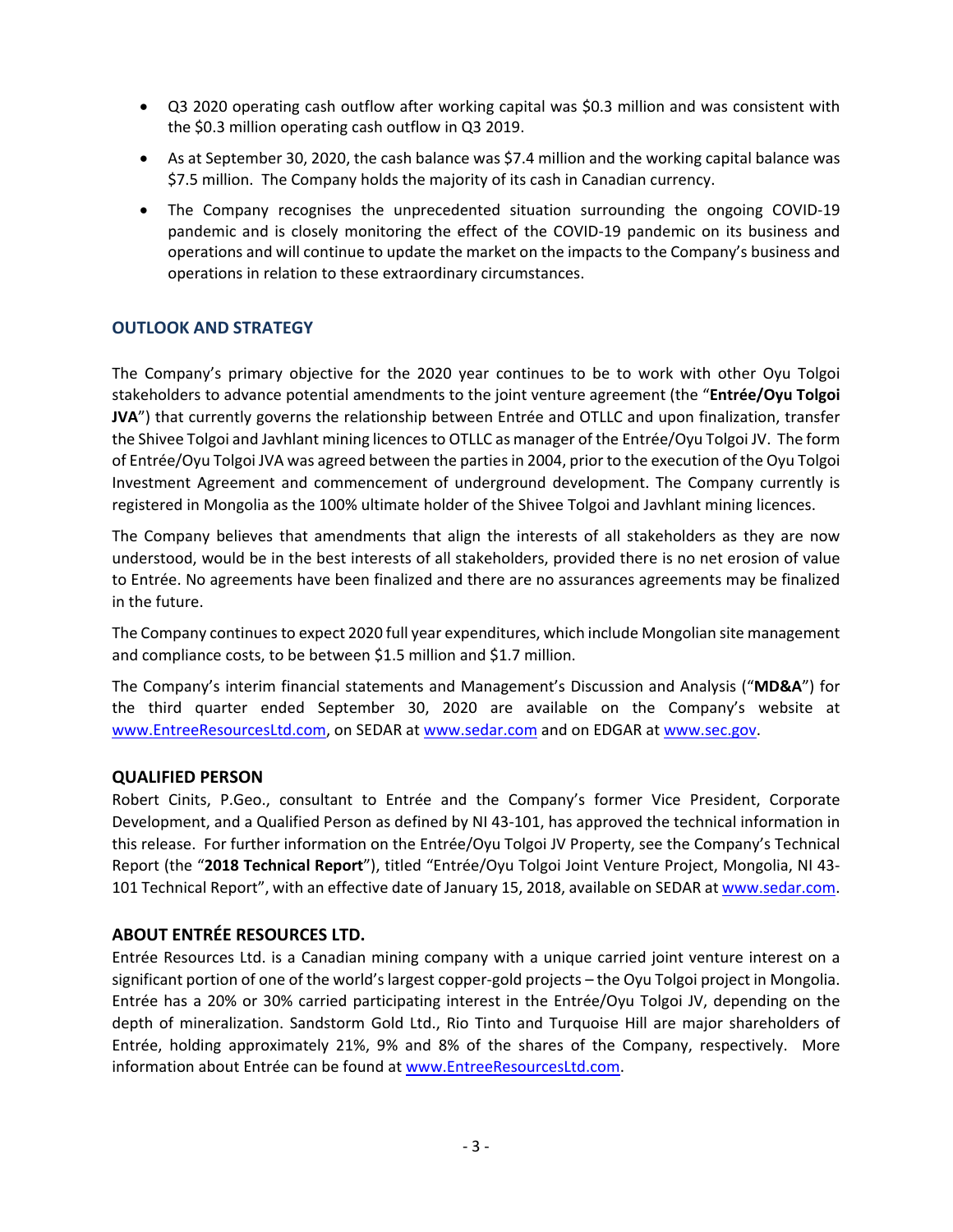- Q3 2020 operating cash outflow after working capital was $0.3 million and was consistent with the $0.3 million operating cash outflow in Q3 2019.
- As at September 30, 2020, the cash balance was $7.4 million and the working capital balance was $7.5 million. The Company holds the majority of its cash in Canadian currency.
- The Company recognises the unprecedented situation surrounding the ongoing COVID-19 pandemic and is closely monitoring the effect of the COVID-19 pandemic on its business and operations and will continue to update the market on the impacts to the Company's business and operations in relation to these extraordinary circumstances.

## OUTLOOK AND STRATEGY

The Company's primary objective for the 2020 year continues to be to work with other Oyu Tolgoi stakeholders to advance potential amendments to the joint venture agreement (the "**Entrée/Oyu Tolgoi JVA**") that currently governs the relationship between Entrée and OTLLC and upon finalization, transfer the Shivee Tolgoi and Javhlant mining licences to OTLLC as manager of the Entrée/Oyu Tolgoi JV. The form of Entrée/Oyu Tolgoi JVA was agreed between the parties in 2004, prior to the execution of the Oyu Tolgoi Investment Agreement and commencement of underground development. The Company currently is registered in Mongolia as the 100% ultimate holder of the Shivee Tolgoi and Javhlant mining licences.

The Company believes that amendments that align the interests of all stakeholders as they are now understood, would be in the best interests of all stakeholders, provided there is no net erosion of value to Entrée. No agreements have been finalized and there are no assurances agreements may be finalized in the future.

The Company continues to expect 2020 full year expenditures, which include Mongolian site management and compliance costs, to be between $1.5 million and $1.7 million.

The Company's interim financial statements and Management's Discussion and Analysis ("**MD&A**") for the third quarter ended September 30, 2020 are available on the Company's website at www.EntreeResourcesLtd.com, on SEDAR at www.sedar.com and on EDGAR at www.sec.gov.

## QUALIFIED PERSON

Robert Cinits, P.Geo., consultant to Entrée and the Company's former Vice President, Corporate Development, and a Qualified Person as defined by NI 43-101, has approved the technical information in this release. For further information on the Entrée/Oyu Tolgoi JV Property, see the Company's Technical Report (the "**2018 Technical Report**"), titled "Entrée/Oyu Tolgoi Joint Venture Project, Mongolia, NI 43-101 Technical Report", with an effective date of January 15, 2018, available on SEDAR at www.sedar.com.

## ABOUT ENTRÉE RESOURCES LTD.

Entrée Resources Ltd. is a Canadian mining company with a unique carried joint venture interest on a significant portion of one of the world's largest copper-gold projects – the Oyu Tolgoi project in Mongolia. Entrée has a 20% or 30% carried participating interest in the Entrée/Oyu Tolgoi JV, depending on the depth of mineralization. Sandstorm Gold Ltd., Rio Tinto and Turquoise Hill are major shareholders of Entrée, holding approximately 21%, 9% and 8% of the shares of the Company, respectively. More information about Entrée can be found at www.EntreeResourcesLtd.com.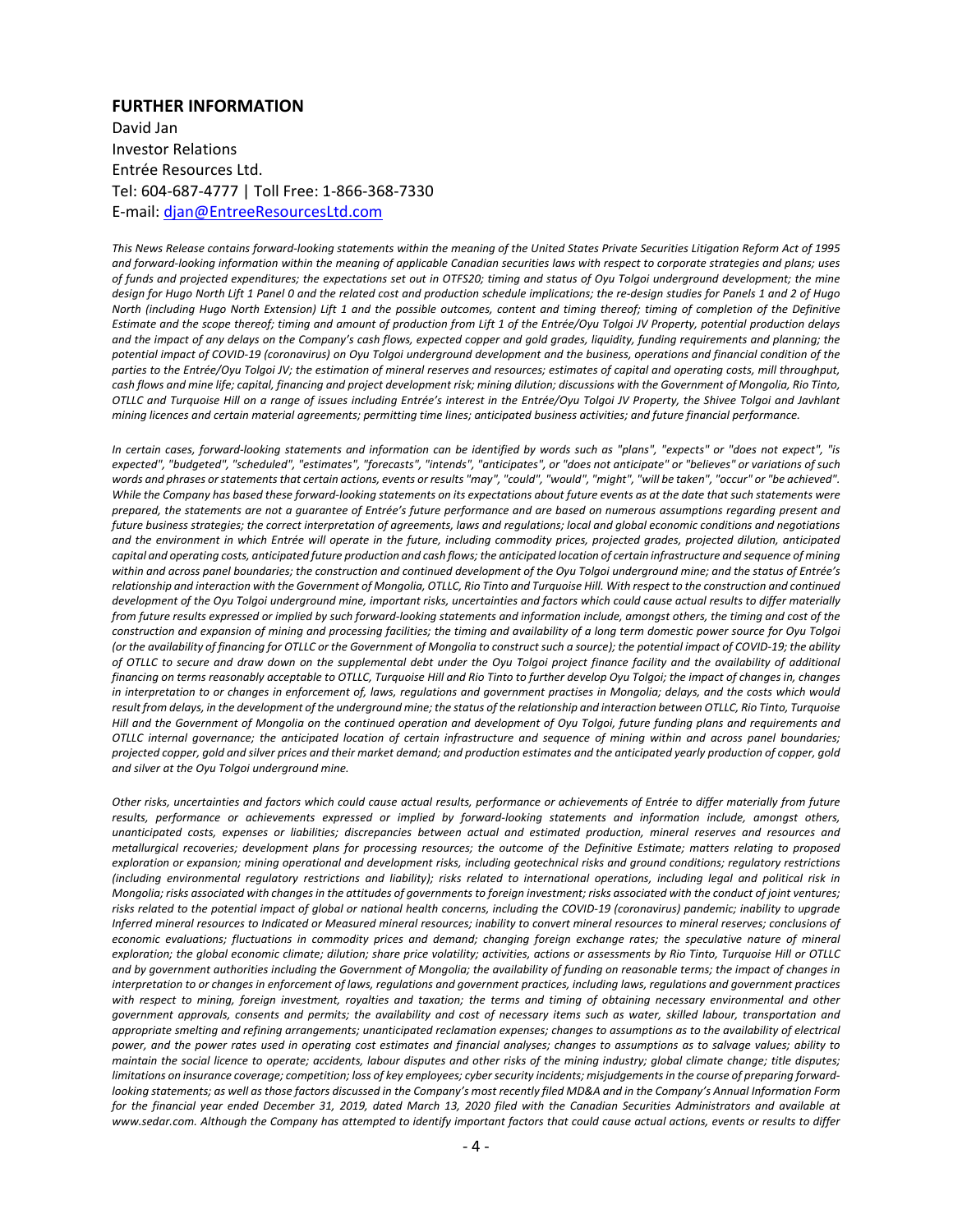## FURTHER INFORMATION

David Jan
Investor Relations
Entrée Resources Ltd.
Tel: 604-687-4777 | Toll Free: 1-866-368-7330
E-mail: djan@EntreeResourcesLtd.com

*This News Release contains forward-looking statements within the meaning of the United States Private Securities Litigation Reform Act of 1995 and forward-looking information within the meaning of applicable Canadian securities laws with respect to corporate strategies and plans; uses of funds and projected expenditures; the expectations set out in OTFS20; timing and status of Oyu Tolgoi underground development; the mine design for Hugo North Lift 1 Panel 0 and the related cost and production schedule implications; the re-design studies for Panels 1 and 2 of Hugo North (including Hugo North Extension) Lift 1 and the possible outcomes, content and timing thereof; timing of completion of the Definitive Estimate and the scope thereof; timing and amount of production from Lift 1 of the Entrée/Oyu Tolgoi JV Property, potential production delays and the impact of any delays on the Company's cash flows, expected copper and gold grades, liquidity, funding requirements and planning; the potential impact of COVID-19 (coronavirus) on Oyu Tolgoi underground development and the business, operations and financial condition of the parties to the Entrée/Oyu Tolgoi JV; the estimation of mineral reserves and resources; estimates of capital and operating costs, mill throughput, cash flows and mine life; capital, financing and project development risk; mining dilution; discussions with the Government of Mongolia, Rio Tinto, OTLLC and Turquoise Hill on a range of issues including Entrée's interest in the Entrée/Oyu Tolgoi JV Property, the Shivee Tolgoi and Javhlant mining licences and certain material agreements; permitting time lines; anticipated business activities; and future financial performance.*

*In certain cases, forward-looking statements and information can be identified by words such as "plans", "expects" or "does not expect", "is expected", "budgeted", "scheduled", "estimates", "forecasts", "intends", "anticipates", or "does not anticipate" or "believes" or variations of such words and phrases or statements that certain actions, events or results "may", "could", "would", "might", "will be taken", "occur" or "be achieved". While the Company has based these forward-looking statements on its expectations about future events as at the date that such statements were prepared, the statements are not a guarantee of Entrée's future performance and are based on numerous assumptions regarding present and future business strategies; the correct interpretation of agreements, laws and regulations; local and global economic conditions and negotiations and the environment in which Entrée will operate in the future, including commodity prices, projected grades, projected dilution, anticipated capital and operating costs, anticipated future production and cash flows; the anticipated location of certain infrastructure and sequence of mining within and across panel boundaries; the construction and continued development of the Oyu Tolgoi underground mine; and the status of Entrée's relationship and interaction with the Government of Mongolia, OTLLC, Rio Tinto and Turquoise Hill. With respect to the construction and continued development of the Oyu Tolgoi underground mine, important risks, uncertainties and factors which could cause actual results to differ materially from future results expressed or implied by such forward-looking statements and information include, amongst others, the timing and cost of the construction and expansion of mining and processing facilities; the timing and availability of a long term domestic power source for Oyu Tolgoi (or the availability of financing for OTLLC or the Government of Mongolia to construct such a source); the potential impact of COVID-19; the ability of OTLLC to secure and draw down on the supplemental debt under the Oyu Tolgoi project finance facility and the availability of additional financing on terms reasonably acceptable to OTLLC, Turquoise Hill and Rio Tinto to further develop Oyu Tolgoi; the impact of changes in, changes in interpretation to or changes in enforcement of, laws, regulations and government practises in Mongolia; delays, and the costs which would result from delays, in the development of the underground mine; the status of the relationship and interaction between OTLLC, Rio Tinto, Turquoise Hill and the Government of Mongolia on the continued operation and development of Oyu Tolgoi, future funding plans and requirements and OTLLC internal governance; the anticipated location of certain infrastructure and sequence of mining within and across panel boundaries; projected copper, gold and silver prices and their market demand; and production estimates and the anticipated yearly production of copper, gold and silver at the Oyu Tolgoi underground mine.*

*Other risks, uncertainties and factors which could cause actual results, performance or achievements of Entrée to differ materially from future results, performance or achievements expressed or implied by forward-looking statements and information include, amongst others, unanticipated costs, expenses or liabilities; discrepancies between actual and estimated production, mineral reserves and resources and metallurgical recoveries; development plans for processing resources; the outcome of the Definitive Estimate; matters relating to proposed exploration or expansion; mining operational and development risks, including geotechnical risks and ground conditions; regulatory restrictions (including environmental regulatory restrictions and liability); risks related to international operations, including legal and political risk in Mongolia; risks associated with changes in the attitudes of governments to foreign investment; risks associated with the conduct of joint ventures; risks related to the potential impact of global or national health concerns, including the COVID-19 (coronavirus) pandemic; inability to upgrade Inferred mineral resources to Indicated or Measured mineral resources; inability to convert mineral resources to mineral reserves; conclusions of economic evaluations; fluctuations in commodity prices and demand; changing foreign exchange rates; the speculative nature of mineral exploration; the global economic climate; dilution; share price volatility; activities, actions or assessments by Rio Tinto, Turquoise Hill or OTLLC and by government authorities including the Government of Mongolia; the availability of funding on reasonable terms; the impact of changes in interpretation to or changes in enforcement of laws, regulations and government practices, including laws, regulations and government practices with respect to mining, foreign investment, royalties and taxation; the terms and timing of obtaining necessary environmental and other government approvals, consents and permits; the availability and cost of necessary items such as water, skilled labour, transportation and appropriate smelting and refining arrangements; unanticipated reclamation expenses; changes to assumptions as to the availability of electrical power, and the power rates used in operating cost estimates and financial analyses; changes to assumptions as to salvage values; ability to maintain the social licence to operate; accidents, labour disputes and other risks of the mining industry; global climate change; title disputes; limitations on insurance coverage; competition; loss of key employees; cyber security incidents; misjudgements in the course of preparing forward-looking statements; as well as those factors discussed in the Company's most recently filed MD&A and in the Company's Annual Information Form for the financial year ended December 31, 2019, dated March 13, 2020 filed with the Canadian Securities Administrators and available at www.sedar.com. Although the Company has attempted to identify important factors that could cause actual actions, events or results to differ*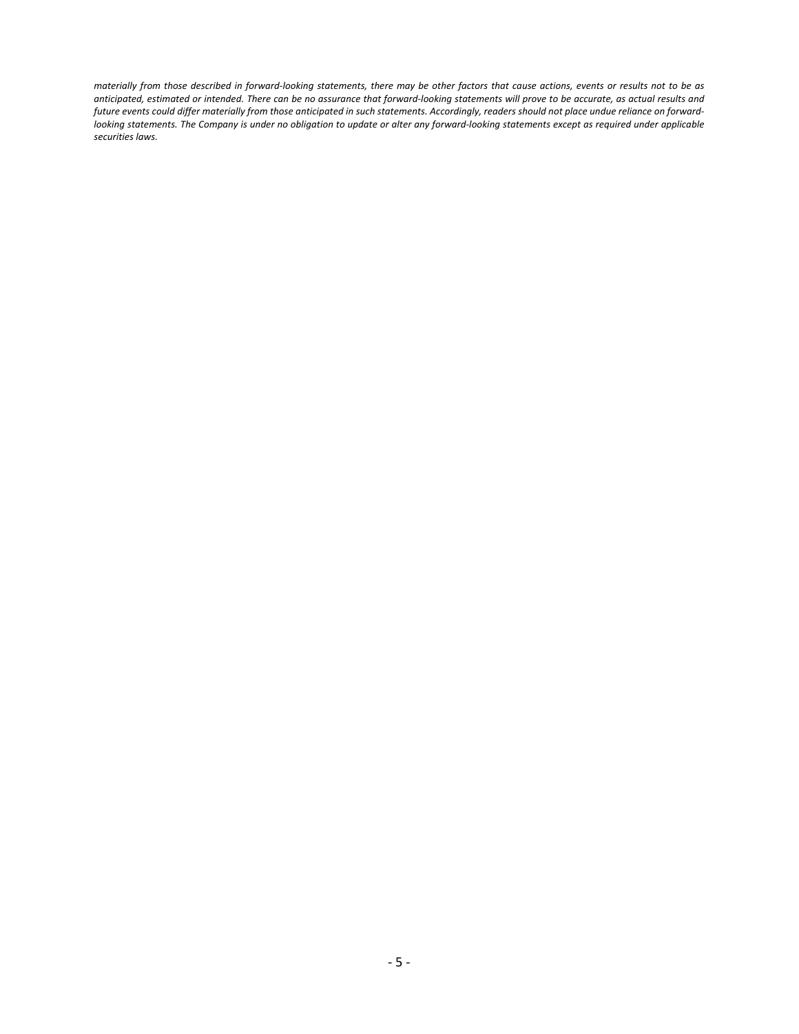*materially from those described in forward-looking statements, there may be other factors that cause actions, events or results not to be as anticipated, estimated or intended. There can be no assurance that forward-looking statements will prove to be accurate, as actual results and future events could differ materially from those anticipated in such statements. Accordingly, readers should not place undue reliance on forward-looking statements. The Company is under no obligation to update or alter any forward-looking statements except as required under applicable securities laws.*